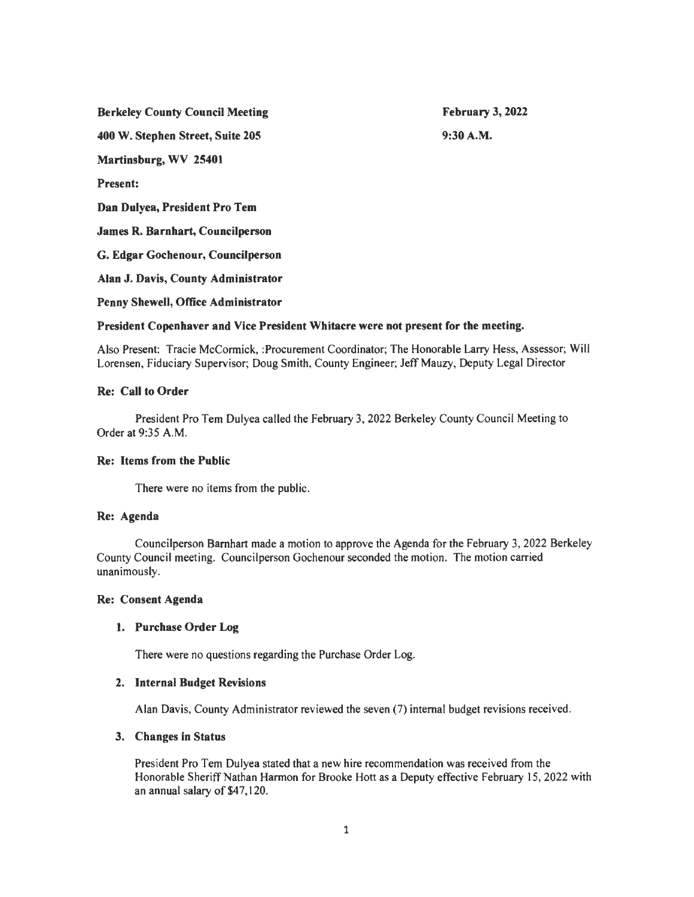**Berkeley County Council Meeting** **February 3, 2022**

**400 W. Stephen Street, Suite 205** **9:30 A.M.**

**Martinsburg, WV 25401**

**Present:**

**Dan Dulyea, President Pro Tem**

**James R. Barnhart, Councilperson**

**G. Edgar Gochenour, Councilperson**

**Alan J. Davis, County Administrator**

**Penny Shewell, Office Administrator**

**President Copenhaver and Vice President Whitacre were not present for the meeting.**

Also Present: Tracie McCormick, :Procurement Coordinator; The Honorable Larry Hess, Assessor; Will Lorensen, Fiduciary Supervisor; Doug Smith, County Engineer; Jeff Mauzy, Deputy Legal Director

**Re: Call to Order**

President Pro Tem Dulyea called the February 3, 2022 Berkeley County Council Meeting to Order at 9:35 A.M.

**Re: Items from the Public**

There were no items from the public.

**Re: Agenda**

Councilperson Barnhart made a motion to approve the Agenda for the February 3, 2022 Berkeley County Council meeting. Councilperson Gochenour seconded the motion. The motion carried unanimously.

**Re: Consent Agenda**

1. **Purchase Order Log**

   There were no questions regarding the Purchase Order Log.

2. **Internal Budget Revisions**

   Alan Davis, County Administrator reviewed the seven (7) internal budget revisions received.

3. **Changes in Status**

   President Pro Tem Dulyea stated that a new hire recommendation was received from the Honorable Sheriff Nathan Harmon for Brooke Hott as a Deputy effective February 15, 2022 with an annual salary of $47,120.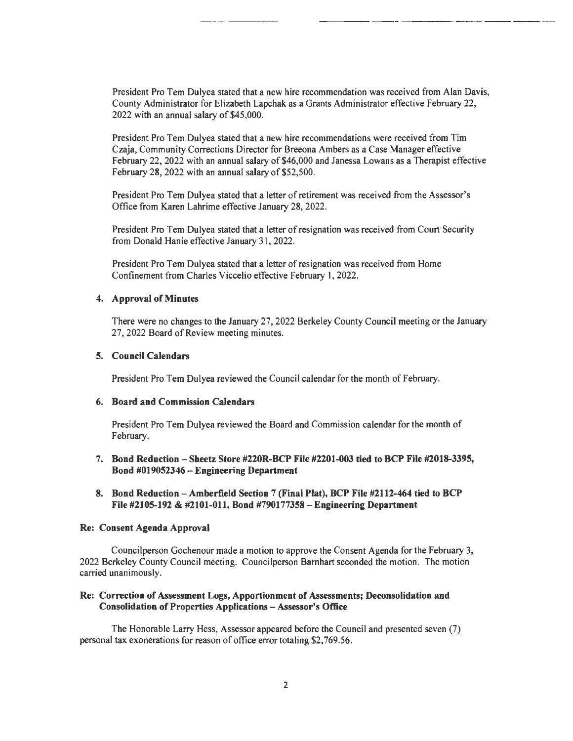President Pro Tem Dulyea stated that a new hire recommendation was received from Alan Davis, County Administrator for Elizabeth Lapchak as a Grants Administrator effective February 22, 2022 with an annual salary of $45,000.

President Pro Tem Dulyea stated that a new hire recommendations were received from Tim Czaja, Community Corrections Director for Breeona Ambers as a Case Manager effective February 22, 2022 with an annual salary of $46,000 and Janessa Lowans as a Therapist effective February 28, 2022 with an annual salary of $52,500.

President Pro Tem Dulyea stated that a letter of retirement was received from the Assessor's Office from Karen Lahrime effective January 28, 2022.

President Pro Tem Dulyea stated that a letter of resignation was received from Court Security from Donald Hanie effective January 31, 2022.

President Pro Tem Dulyea stated that a letter of resignation was received from Home Confinement from Charles Viccelio effective February 1, 2022.

4. **Approval of Minutes**

   There were no changes to the January 27, 2022 Berkeley County Council meeting or the January 27, 2022 Board of Review meeting minutes.

5. **Council Calendars**

   President Pro Tem Dulyea reviewed the Council calendar for the month of February.

6. **Board and Commission Calendars**

   President Pro Tem Dulyea reviewed the Board and Commission calendar for the month of February.

7. **Bond Reduction – Sheetz Store #220R-BCP File #2201-003 tied to BCP File #2018-3395, Bond #019052346 – Engineering Department**

8. **Bond Reduction – Amberfield Section 7 (Final Plat), BCP File #2112-464 tied to BCP File #2105-192 & #2101-011, Bond #790177358 – Engineering Department**

**Re: Consent Agenda Approval**

Councilperson Gochenour made a motion to approve the Consent Agenda for the February 3, 2022 Berkeley County Council meeting. Councilperson Barnhart seconded the motion. The motion carried unanimously.

**Re: Correction of Assessment Logs, Apportionment of Assessments; Deconsolidation and Consolidation of Properties Applications – Assessor's Office**

The Honorable Larry Hess, Assessor appeared before the Council and presented seven (7) personal tax exonerations for reason of office error totaling $2,769.56.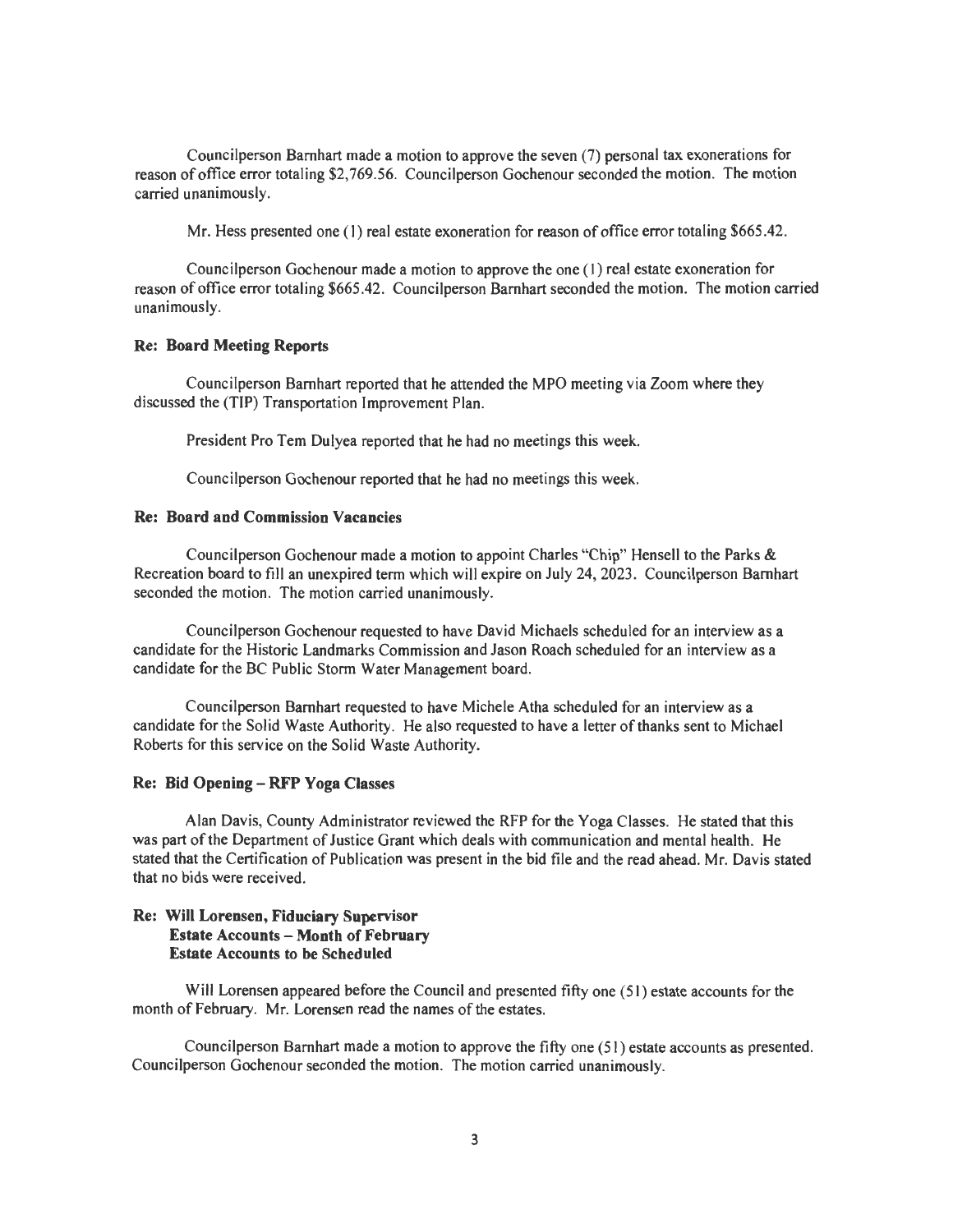Councilperson Barnhart made a motion to approve the seven (7) personal tax exonerations for reason of office error totaling $2,769.56. Councilperson Gochenour seconded the motion. The motion carried unanimously.

Mr. Hess presented one (1) real estate exoneration for reason of office error totaling $665.42.

Councilperson Gochenour made a motion to approve the one (1) real estate exoneration for reason of office error totaling $665.42. Councilperson Barnhart seconded the motion. The motion carried unanimously.

**Re: Board Meeting Reports**

Councilperson Barnhart reported that he attended the MPO meeting via Zoom where they discussed the (TIP) Transportation Improvement Plan.

President Pro Tem Dulyea reported that he had no meetings this week.

Councilperson Gochenour reported that he had no meetings this week.

**Re: Board and Commission Vacancies**

Councilperson Gochenour made a motion to appoint Charles "Chip" Hensell to the Parks & Recreation board to fill an unexpired term which will expire on July 24, 2023. Councilperson Barnhart seconded the motion. The motion carried unanimously.

Councilperson Gochenour requested to have David Michaels scheduled for an interview as a candidate for the Historic Landmarks Commission and Jason Roach scheduled for an interview as a candidate for the BC Public Storm Water Management board.

Councilperson Barnhart requested to have Michele Atha scheduled for an interview as a candidate for the Solid Waste Authority. He also requested to have a letter of thanks sent to Michael Roberts for this service on the Solid Waste Authority.

**Re: Bid Opening – RFP Yoga Classes**

Alan Davis, County Administrator reviewed the RFP for the Yoga Classes. He stated that this was part of the Department of Justice Grant which deals with communication and mental health. He stated that the Certification of Publication was present in the bid file and the read ahead. Mr. Davis stated that no bids were received.

**Re: Will Lorensen, Fiduciary Supervisor**
**Estate Accounts – Month of February**
**Estate Accounts to be Scheduled**

Will Lorensen appeared before the Council and presented fifty one (51) estate accounts for the month of February. Mr. Lorensen read the names of the estates.

Councilperson Barnhart made a motion to approve the fifty one (51) estate accounts as presented. Councilperson Gochenour seconded the motion. The motion carried unanimously.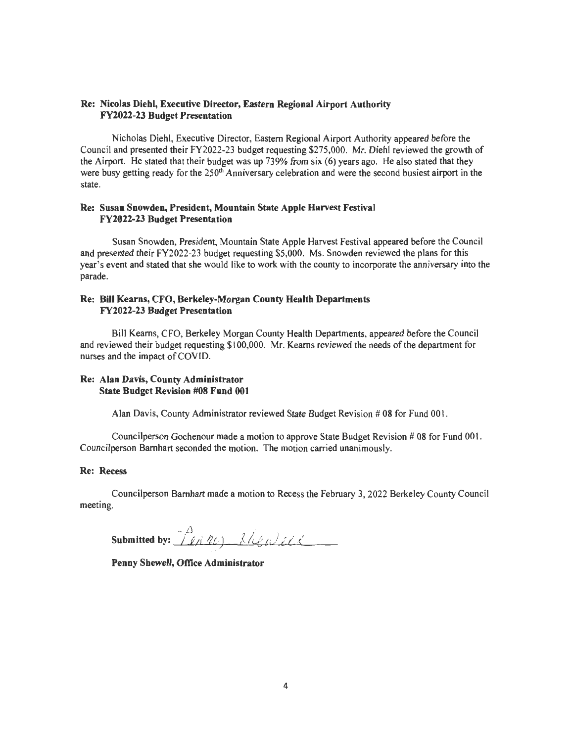**Re: Nicolas Diehl, Executive Director, Eastern Regional Airport Authority**
**FY2022-23 Budget Presentation**

Nicholas Diehl, Executive Director, Eastern Regional Airport Authority appeared before the Council and presented their FY2022-23 budget requesting $275,000. Mr. Diehl reviewed the growth of the Airport. He stated that their budget was up 739% from six (6) years ago. He also stated that they were busy getting ready for the 250th Anniversary celebration and were the second busiest airport in the state.

**Re: Susan Snowden, President, Mountain State Apple Harvest Festival**
**FY2022-23 Budget Presentation**

Susan Snowden, President, Mountain State Apple Harvest Festival appeared before the Council and presented their FY2022-23 budget requesting $5,000. Ms. Snowden reviewed the plans for this year's event and stated that she would like to work with the county to incorporate the anniversary into the parade.

**Re: Bill Kearns, CFO, Berkeley-Morgan County Health Departments**
**FY2022-23 Budget Presentation**

Bill Kearns, CFO, Berkeley Morgan County Health Departments, appeared before the Council and reviewed their budget requesting $100,000. Mr. Kearns reviewed the needs of the department for nurses and the impact of COVID.

**Re: Alan Davis, County Administrator**
**State Budget Revision #08 Fund 001**

Alan Davis, County Administrator reviewed State Budget Revision # 08 for Fund 001.

Councilperson Gochenour made a motion to approve State Budget Revision # 08 for Fund 001. Councilperson Barnhart seconded the motion. The motion carried unanimously.

**Re: Recess**

Councilperson Barnhart made a motion to Recess the February 3, 2022 Berkeley County Council meeting.

**Submitted by:** Penny Shewell

**Penny Shewell, Office Administrator**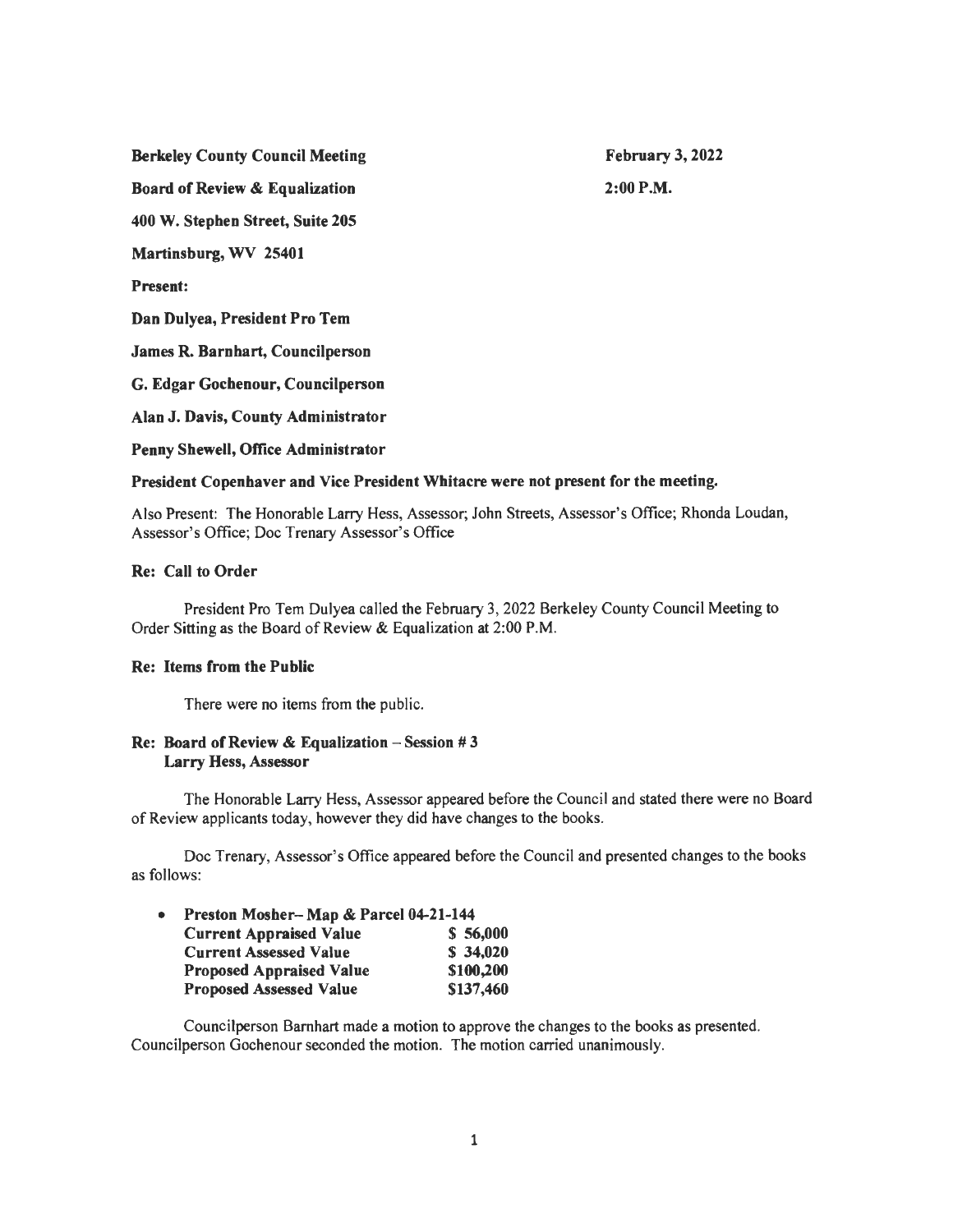**Berkeley County Council Meeting** **February 3, 2022**

**Board of Review & Equalization** **2:00 P.M.**

**400 W. Stephen Street, Suite 205**

**Martinsburg, WV 25401**

**Present:**

**Dan Dulyea, President Pro Tem**

**James R. Barnhart, Councilperson**

**G. Edgar Gochenour, Councilperson**

**Alan J. Davis, County Administrator**

**Penny Shewell, Office Administrator**

**President Copenhaver and Vice President Whitacre were not present for the meeting.**

Also Present: The Honorable Larry Hess, Assessor; John Streets, Assessor's Office; Rhonda Loudan, Assessor's Office; Doc Trenary Assessor's Office

**Re: Call to Order**

President Pro Tem Dulyea called the February 3, 2022 Berkeley County Council Meeting to Order Sitting as the Board of Review & Equalization at 2:00 P.M.

**Re: Items from the Public**

There were no items from the public.

**Re: Board of Review & Equalization – Session # 3**
**Larry Hess, Assessor**

The Honorable Larry Hess, Assessor appeared before the Council and stated there were no Board of Review applicants today, however they did have changes to the books.

Doc Trenary, Assessor's Office appeared before the Council and presented changes to the books as follows:

- **Preston Mosher– Map & Parcel 04-21-144**

| | |
|---|---|
| **Current Appraised Value** | **$ 56,000** |
| **Current Assessed Value** | **$ 34,020** |
| **Proposed Appraised Value** | **$100,200** |
| **Proposed Assessed Value** | **$137,460** |

Councilperson Barnhart made a motion to approve the changes to the books as presented. Councilperson Gochenour seconded the motion. The motion carried unanimously.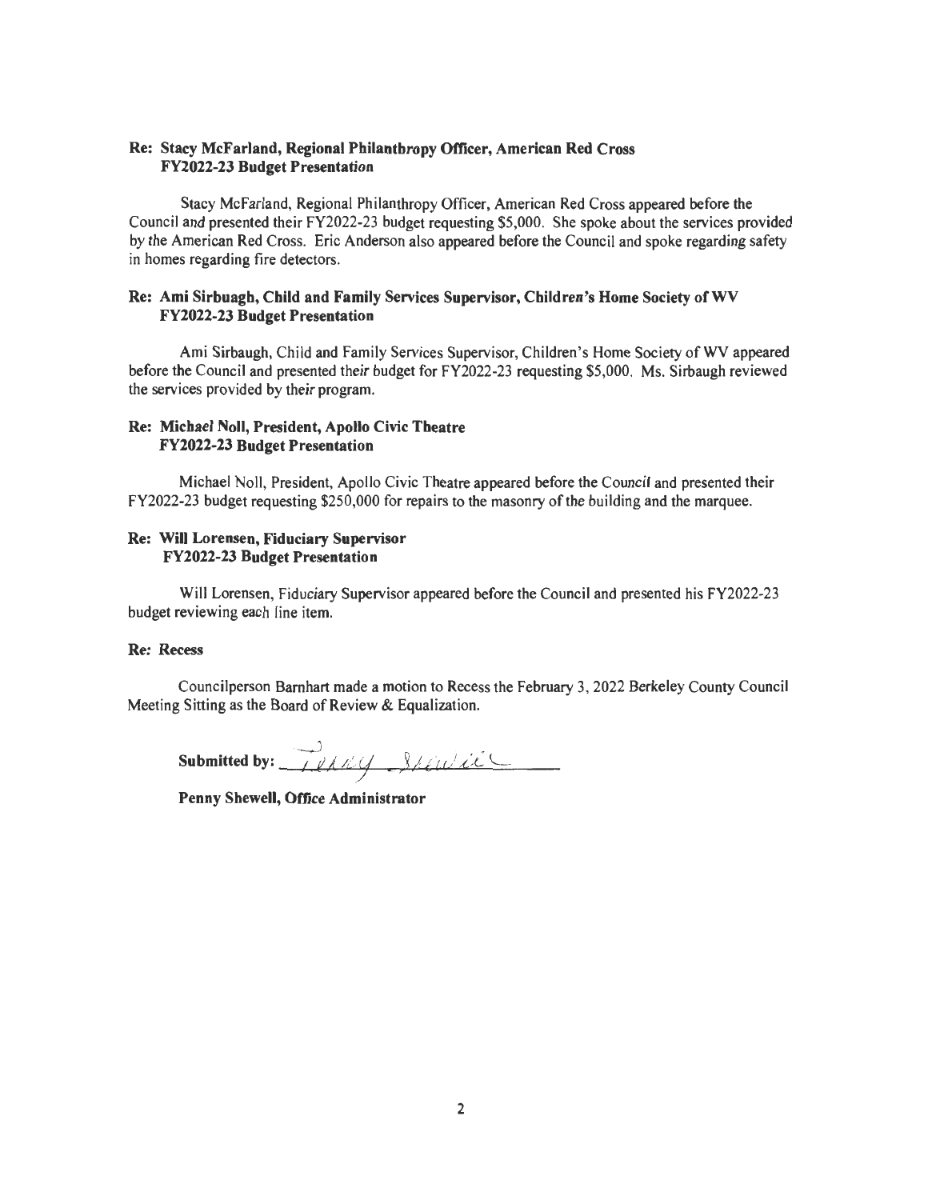**Re: Stacy McFarland, Regional Philanthropy Officer, American Red Cross FY2022-23 Budget Presentation**

Stacy McFarland, Regional Philanthropy Officer, American Red Cross appeared before the Council and presented their FY2022-23 budget requesting $5,000. She spoke about the services provided by the American Red Cross. Eric Anderson also appeared before the Council and spoke regarding safety in homes regarding fire detectors.

**Re: Ami Sirbuagh, Child and Family Services Supervisor, Children's Home Society of WV FY2022-23 Budget Presentation**

Ami Sirbaugh, Child and Family Services Supervisor, Children's Home Society of WV appeared before the Council and presented their budget for FY2022-23 requesting $5,000. Ms. Sirbaugh reviewed the services provided by their program.

**Re: Michael Noll, President, Apollo Civic Theatre FY2022-23 Budget Presentation**

Michael Noll, President, Apollo Civic Theatre appeared before the Council and presented their FY2022-23 budget requesting $250,000 for repairs to the masonry of the building and the marquee.

**Re: Will Lorensen, Fiduciary Supervisor FY2022-23 Budget Presentation**

Will Lorensen, Fiduciary Supervisor appeared before the Council and presented his FY2022-23 budget reviewing each line item.

**Re: Recess**

Councilperson Barnhart made a motion to Recess the February 3, 2022 Berkeley County Council Meeting Sitting as the Board of Review & Equalization.

**Submitted by:** Penny Shewell

**Penny Shewell, Office Administrator**